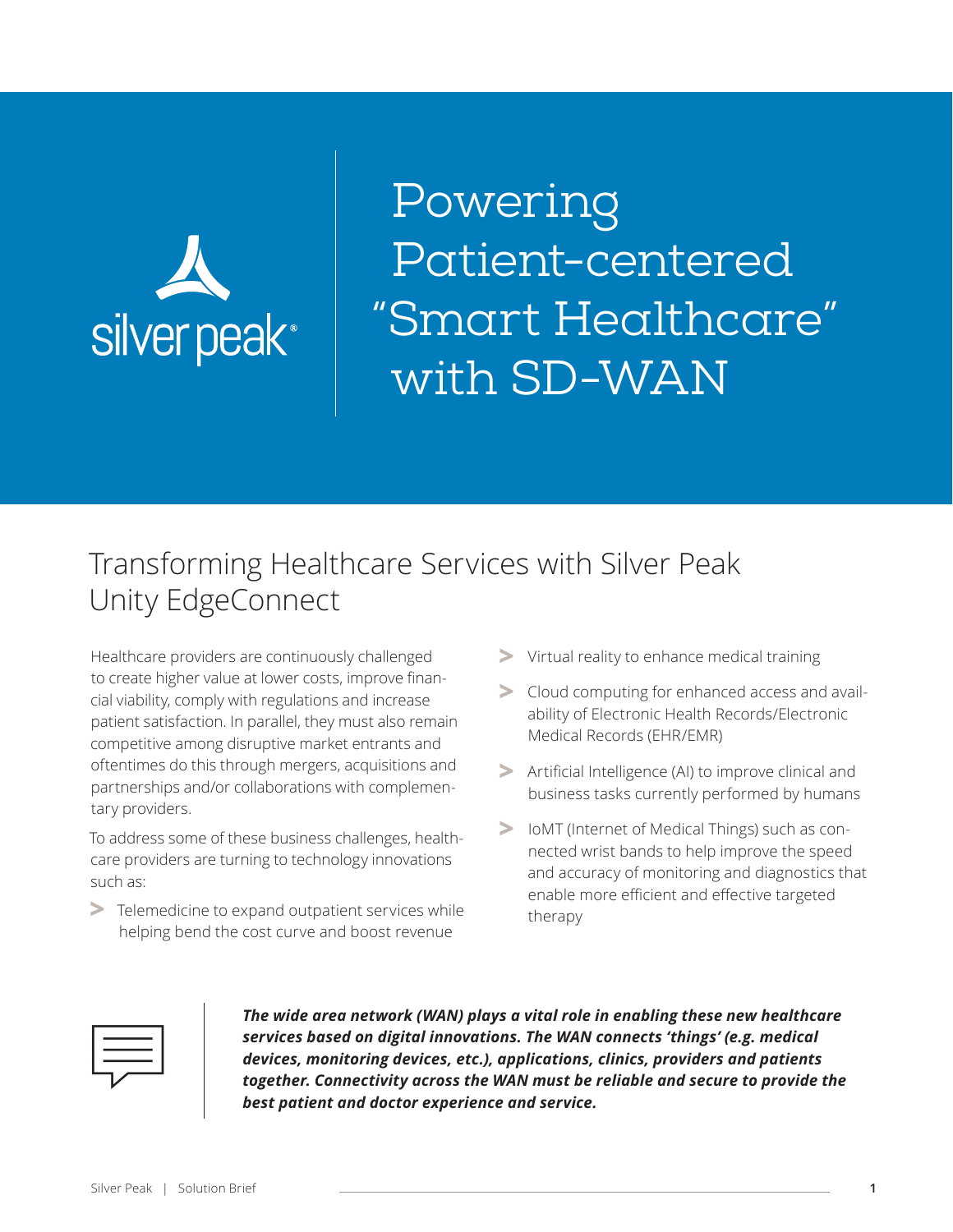silver peak

# Powering Patient-centered "Smart Healthcare" with SD-WAN

## Transforming Healthcare Services with Silver Peak Unity EdgeConnect

Healthcare providers are continuously challenged to create higher value at lower costs, improve financial viability, comply with regulations and increase patient satisfaction. In parallel, they must also remain competitive among disruptive market entrants and oftentimes do this through mergers, acquisitions and partnerships and/or collaborations with complementary providers.

To address some of these business challenges, healthcare providers are turning to technology innovations such as:

- Telemedicine to expand outpatient services while helping bend the cost curve and boost revenue
- Virtual reality to enhance medical training
- Cloud computing for enhanced access and availability of Electronic Health Records/Electronic Medical Records (EHR/EMR)
- Artificial Intelligence (AI) to improve clinical and business tasks currently performed by humans
- IoMT (Internet of Medical Things) such as connected wrist bands to help improve the speed and accuracy of monitoring and diagnostics that enable more efficient and effective targeted therapy

***The wide area network (WAN) plays a vital role in enabling these new healthcare services based on digital innovations. The WAN connects 'things' (e.g. medical devices, monitoring devices, etc.), applications, clinics, providers and patients together. Connectivity across the WAN must be reliable and secure to provide the best patient and doctor experience and service.***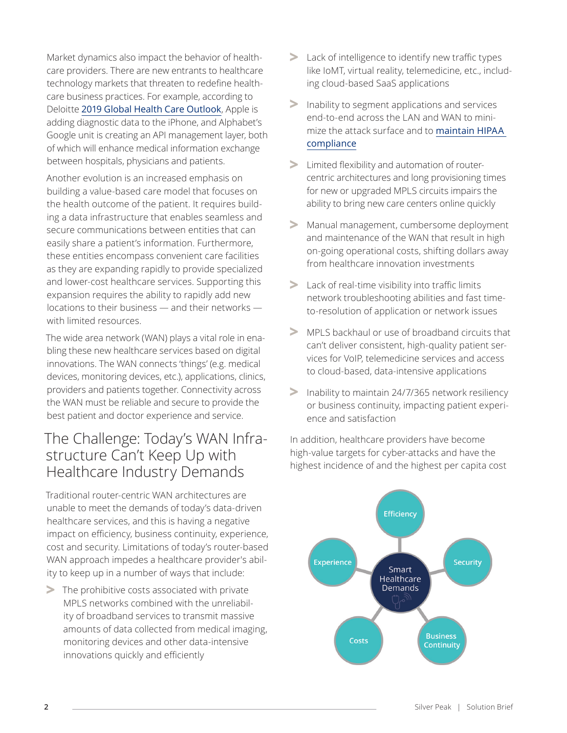Market dynamics also impact the behavior of healthcare providers. There are new entrants to healthcare technology markets that threaten to redefine healthcare business practices. For example, according to Deloitte 2019 Global Health Care Outlook, Apple is adding diagnostic data to the iPhone, and Alphabet's Google unit is creating an API management layer, both of which will enhance medical information exchange between hospitals, physicians and patients.

Another evolution is an increased emphasis on building a value-based care model that focuses on the health outcome of the patient. It requires building a data infrastructure that enables seamless and secure communications between entities that can easily share a patient's information. Furthermore, these entities encompass convenient care facilities as they are expanding rapidly to provide specialized and lower-cost healthcare services. Supporting this expansion requires the ability to rapidly add new locations to their business — and their networks — with limited resources.

The wide area network (WAN) plays a vital role in enabling these new healthcare services based on digital innovations. The WAN connects 'things' (e.g. medical devices, monitoring devices, etc.), applications, clinics, providers and patients together. Connectivity across the WAN must be reliable and secure to provide the best patient and doctor experience and service.

## The Challenge: Today's WAN Infrastructure Can't Keep Up with Healthcare Industry Demands

Traditional router-centric WAN architectures are unable to meet the demands of today's data-driven healthcare services, and this is having a negative impact on efficiency, business continuity, experience, cost and security. Limitations of today's router-based WAN approach impedes a healthcare provider's ability to keep up in a number of ways that include:

- The prohibitive costs associated with private MPLS networks combined with the unreliability of broadband services to transmit massive amounts of data collected from medical imaging, monitoring devices and other data-intensive innovations quickly and efficiently
- Lack of intelligence to identify new traffic types like IoMT, virtual reality, telemedicine, etc., including cloud-based SaaS applications
- Inability to segment applications and services end-to-end across the LAN and WAN to minimize the attack surface and to maintain HIPAA compliance
- Limited flexibility and automation of router-centric architectures and long provisioning times for new or upgraded MPLS circuits impairs the ability to bring new care centers online quickly
- Manual management, cumbersome deployment and maintenance of the WAN that result in high on-going operational costs, shifting dollars away from healthcare innovation investments
- Lack of real-time visibility into traffic limits network troubleshooting abilities and fast time-to-resolution of application or network issues
- MPLS backhaul or use of broadband circuits that can't deliver consistent, high-quality patient services for VoIP, telemedicine services and access to cloud-based, data-intensive applications
- Inability to maintain 24/7/365 network resiliency or business continuity, impacting patient experience and satisfaction

In addition, healthcare providers have become high-value targets for cyber-attacks and have the highest incidence of and the highest per capita cost

Smart Healthcare Demands: Efficiency, Security, Business Continuity, Costs, Experience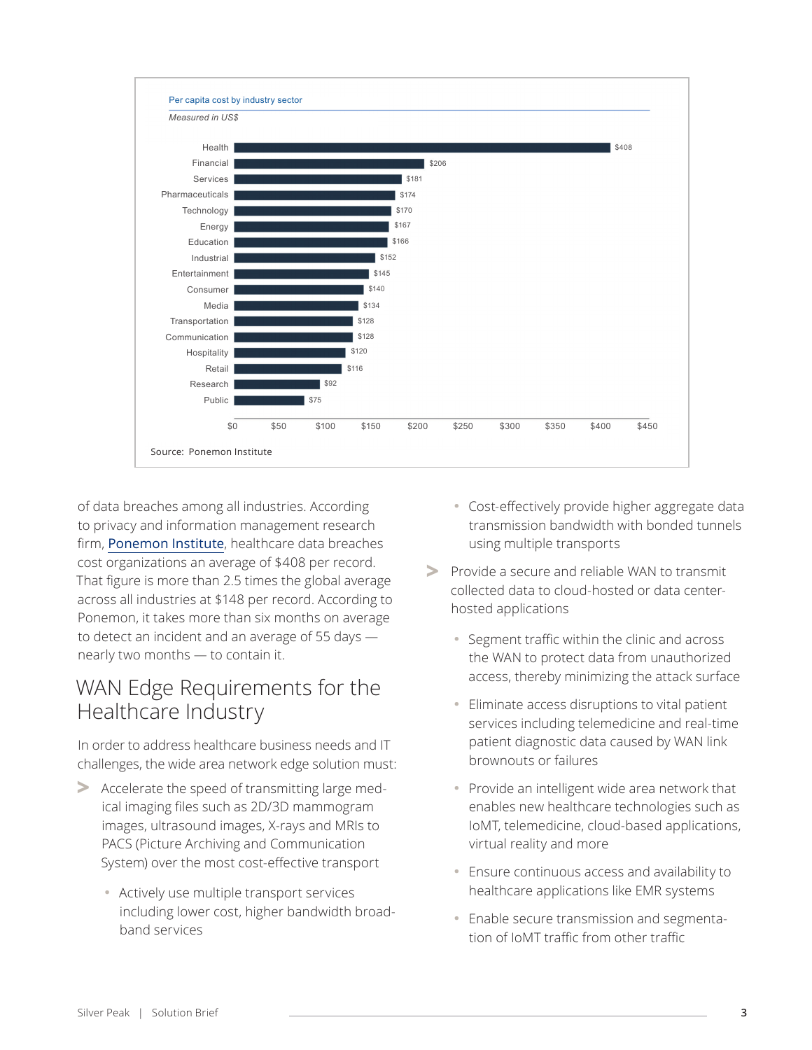Per capita cost by industry sector

*Measured in US$*

| Industry | Cost |
|---|---|
| Health | $408 |
| Financial | $206 |
| Services | $181 |
| Pharmaceuticals | $174 |
| Technology | $170 |
| Energy | $167 |
| Education | $166 |
| Industrial | $152 |
| Entertainment | $145 |
| Consumer | $140 |
| Media | $134 |
| Transportation | $128 |
| Communication | $128 |
| Hospitality | $120 |
| Retail | $116 |
| Research | $92 |
| Public | $75 |

Source: Ponemon Institute

of data breaches among all industries. According to privacy and information management research firm, Ponemon Institute, healthcare data breaches cost organizations an average of $408 per record. That figure is more than 2.5 times the global average across all industries at $148 per record. According to Ponemon, it takes more than six months on average to detect an incident and an average of 55 days — nearly two months — to contain it.

## WAN Edge Requirements for the Healthcare Industry

In order to address healthcare business needs and IT challenges, the wide area network edge solution must:

- Accelerate the speed of transmitting large medical imaging files such as 2D/3D mammogram images, ultrasound images, X-rays and MRIs to PACS (Picture Archiving and Communication System) over the most cost-effective transport
  - Actively use multiple transport services including lower cost, higher bandwidth broadband services
  - Cost-effectively provide higher aggregate data transmission bandwidth with bonded tunnels using multiple transports
- Provide a secure and reliable WAN to transmit collected data to cloud-hosted or data center-hosted applications
  - Segment traffic within the clinic and across the WAN to protect data from unauthorized access, thereby minimizing the attack surface
  - Eliminate access disruptions to vital patient services including telemedicine and real-time patient diagnostic data caused by WAN link brownouts or failures
  - Provide an intelligent wide area network that enables new healthcare technologies such as IoMT, telemedicine, cloud-based applications, virtual reality and more
  - Ensure continuous access and availability to healthcare applications like EMR systems
  - Enable secure transmission and segmentation of IoMT traffic from other traffic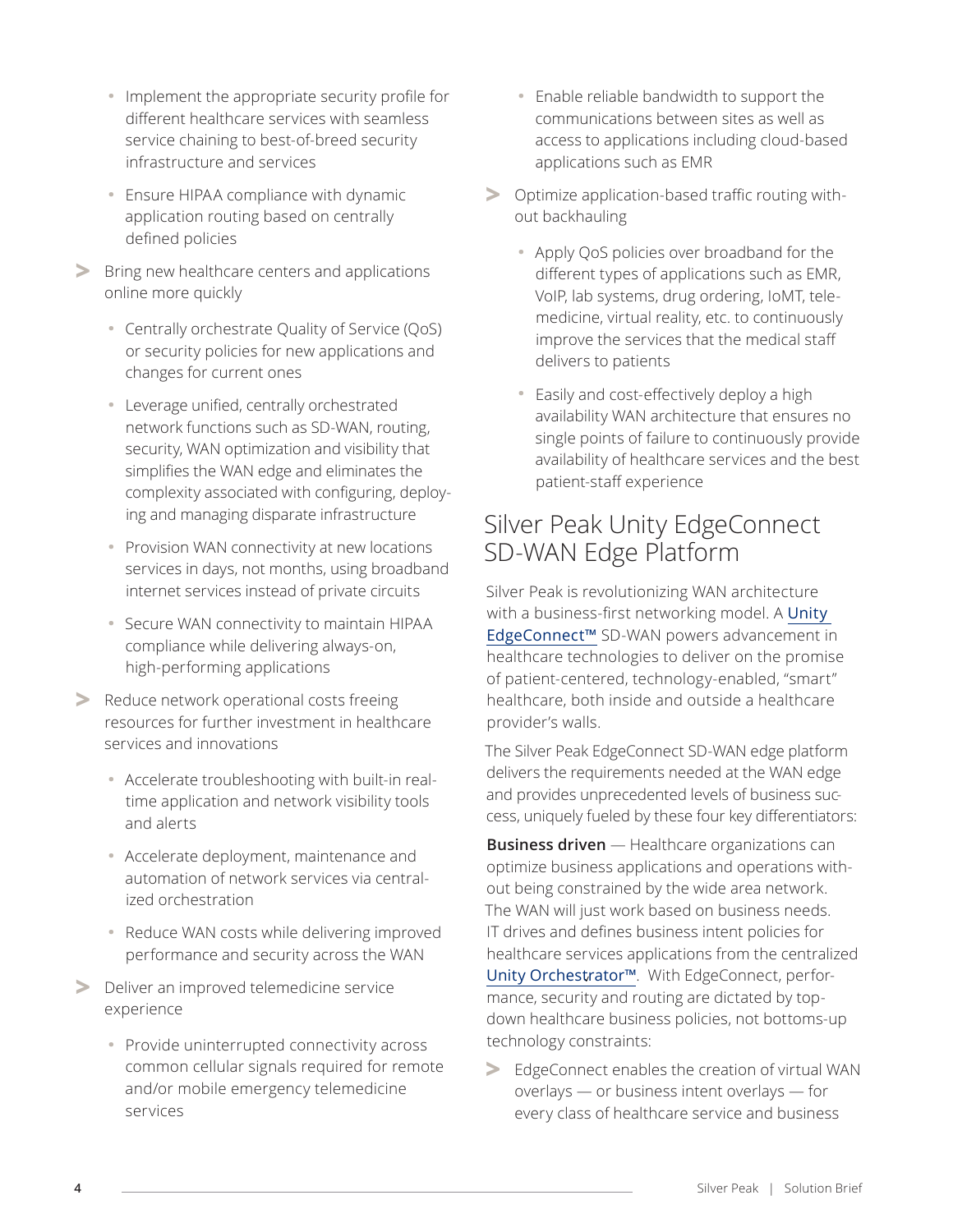- Implement the appropriate security profile for different healthcare services with seamless service chaining to best-of-breed security infrastructure and services
  - Ensure HIPAA compliance with dynamic application routing based on centrally defined policies
- Bring new healthcare centers and applications online more quickly
  - Centrally orchestrate Quality of Service (QoS) or security policies for new applications and changes for current ones
  - Leverage unified, centrally orchestrated network functions such as SD-WAN, routing, security, WAN optimization and visibility that simplifies the WAN edge and eliminates the complexity associated with configuring, deploying and managing disparate infrastructure
  - Provision WAN connectivity at new locations services in days, not months, using broadband internet services instead of private circuits
  - Secure WAN connectivity to maintain HIPAA compliance while delivering always-on, high-performing applications
- Reduce network operational costs freeing resources for further investment in healthcare services and innovations
  - Accelerate troubleshooting with built-in real-time application and network visibility tools and alerts
  - Accelerate deployment, maintenance and automation of network services via centralized orchestration
  - Reduce WAN costs while delivering improved performance and security across the WAN
- Deliver an improved telemedicine service experience
  - Provide uninterrupted connectivity across common cellular signals required for remote and/or mobile emergency telemedicine services
  - Enable reliable bandwidth to support the communications between sites as well as access to applications including cloud-based applications such as EMR
- Optimize application-based traffic routing without backhauling
  - Apply QoS policies over broadband for the different types of applications such as EMR, VoIP, lab systems, drug ordering, IoMT, telemedicine, virtual reality, etc. to continuously improve the services that the medical staff delivers to patients
  - Easily and cost-effectively deploy a high availability WAN architecture that ensures no single points of failure to continuously provide availability of healthcare services and the best patient-staff experience

## Silver Peak Unity EdgeConnect SD-WAN Edge Platform

Silver Peak is revolutionizing WAN architecture with a business-first networking model. A Unity EdgeConnect™ SD-WAN powers advancement in healthcare technologies to deliver on the promise of patient-centered, technology-enabled, "smart" healthcare, both inside and outside a healthcare provider's walls.

The Silver Peak EdgeConnect SD-WAN edge platform delivers the requirements needed at the WAN edge and provides unprecedented levels of business success, uniquely fueled by these four key differentiators:

**Business driven** — Healthcare organizations can optimize business applications and operations without being constrained by the wide area network. The WAN will just work based on business needs. IT drives and defines business intent policies for healthcare services applications from the centralized Unity Orchestrator™. With EdgeConnect, performance, security and routing are dictated by top-down healthcare business policies, not bottoms-up technology constraints:

- EdgeConnect enables the creation of virtual WAN overlays — or business intent overlays — for every class of healthcare service and business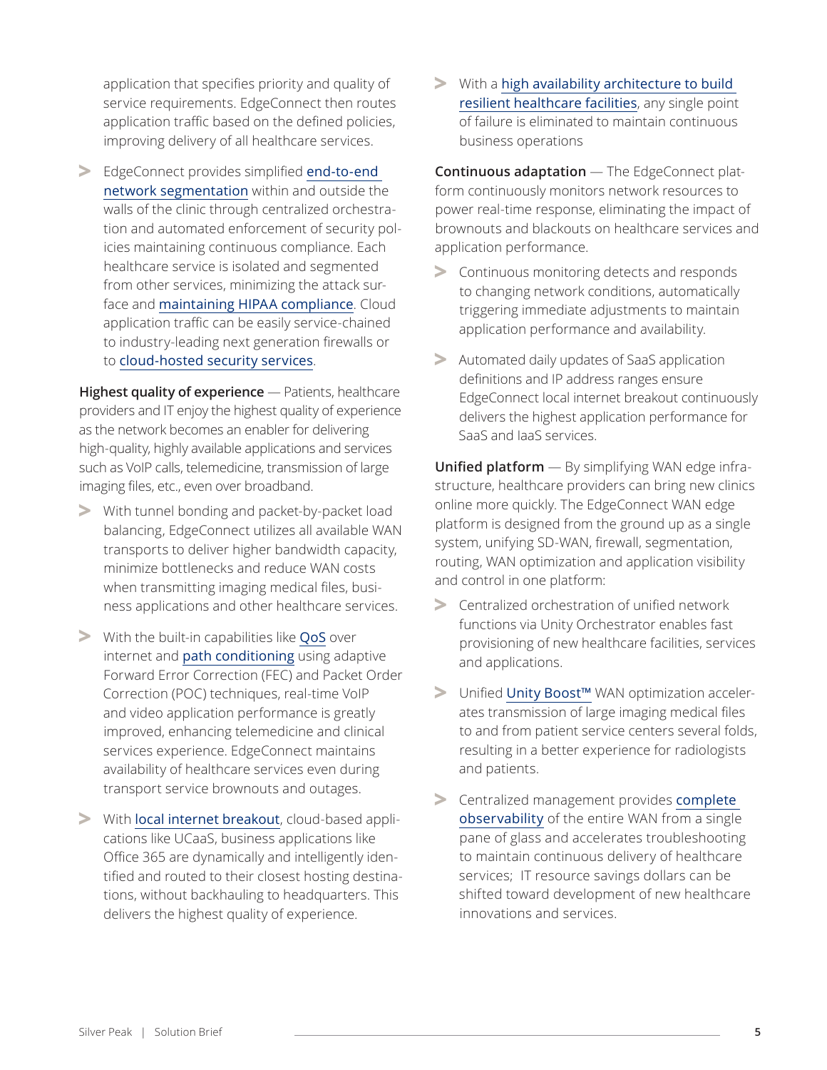application that specifies priority and quality of service requirements. EdgeConnect then routes application traffic based on the defined policies, improving delivery of all healthcare services.

- EdgeConnect provides simplified end-to-end network segmentation within and outside the walls of the clinic through centralized orchestration and automated enforcement of security policies maintaining continuous compliance. Each healthcare service is isolated and segmented from other services, minimizing the attack surface and maintaining HIPAA compliance. Cloud application traffic can be easily service-chained to industry-leading next generation firewalls or to cloud-hosted security services.

**Highest quality of experience** — Patients, healthcare providers and IT enjoy the highest quality of experience as the network becomes an enabler for delivering high-quality, highly available applications and services such as VoIP calls, telemedicine, transmission of large imaging files, etc., even over broadband.

- With tunnel bonding and packet-by-packet load balancing, EdgeConnect utilizes all available WAN transports to deliver higher bandwidth capacity, minimize bottlenecks and reduce WAN costs when transmitting imaging medical files, business applications and other healthcare services.
- With the built-in capabilities like QoS over internet and path conditioning using adaptive Forward Error Correction (FEC) and Packet Order Correction (POC) techniques, real-time VoIP and video application performance is greatly improved, enhancing telemedicine and clinical services experience. EdgeConnect maintains availability of healthcare services even during transport service brownouts and outages.
- With local internet breakout, cloud-based applications like UCaaS, business applications like Office 365 are dynamically and intelligently identified and routed to their closest hosting destinations, without backhauling to headquarters. This delivers the highest quality of experience.
- With a high availability architecture to build resilient healthcare facilities, any single point of failure is eliminated to maintain continuous business operations

**Continuous adaptation** — The EdgeConnect platform continuously monitors network resources to power real-time response, eliminating the impact of brownouts and blackouts on healthcare services and application performance.

- Continuous monitoring detects and responds to changing network conditions, automatically triggering immediate adjustments to maintain application performance and availability.
- Automated daily updates of SaaS application definitions and IP address ranges ensure EdgeConnect local internet breakout continuously delivers the highest application performance for SaaS and IaaS services.

**Unified platform** — By simplifying WAN edge infrastructure, healthcare providers can bring new clinics online more quickly. The EdgeConnect WAN edge platform is designed from the ground up as a single system, unifying SD-WAN, firewall, segmentation, routing, WAN optimization and application visibility and control in one platform:

- Centralized orchestration of unified network functions via Unity Orchestrator enables fast provisioning of new healthcare facilities, services and applications.
- Unified Unity Boost™ WAN optimization accelerates transmission of large imaging medical files to and from patient service centers several folds, resulting in a better experience for radiologists and patients.
- Centralized management provides complete observability of the entire WAN from a single pane of glass and accelerates troubleshooting to maintain continuous delivery of healthcare services; IT resource savings dollars can be shifted toward development of new healthcare innovations and services.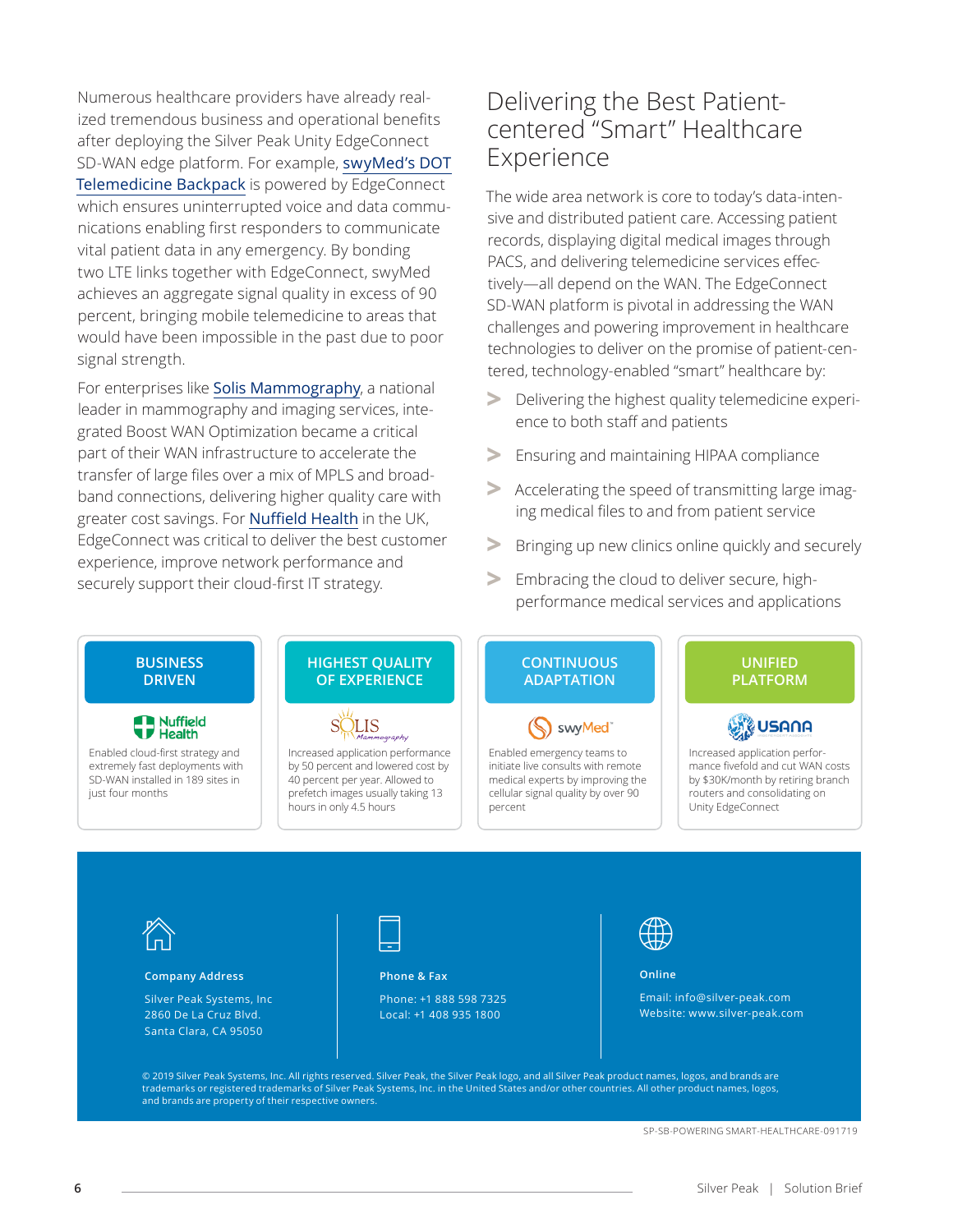Numerous healthcare providers have already realized tremendous business and operational benefits after deploying the Silver Peak Unity EdgeConnect SD-WAN edge platform. For example, swyMed's DOT Telemedicine Backpack is powered by EdgeConnect which ensures uninterrupted voice and data communications enabling first responders to communicate vital patient data in any emergency. By bonding two LTE links together with EdgeConnect, swyMed achieves an aggregate signal quality in excess of 90 percent, bringing mobile telemedicine to areas that would have been impossible in the past due to poor signal strength.

For enterprises like Solis Mammography, a national leader in mammography and imaging services, integrated Boost WAN Optimization became a critical part of their WAN infrastructure to accelerate the transfer of large files over a mix of MPLS and broadband connections, delivering higher quality care with greater cost savings. For Nuffield Health in the UK, EdgeConnect was critical to deliver the best customer experience, improve network performance and securely support their cloud-first IT strategy.

## Delivering the Best Patient-centered "Smart" Healthcare Experience

The wide area network is core to today's data-intensive and distributed patient care. Accessing patient records, displaying digital medical images through PACS, and delivering telemedicine services effectively—all depend on the WAN. The EdgeConnect SD-WAN platform is pivotal in addressing the WAN challenges and powering improvement in healthcare technologies to deliver on the promise of patient-centered, technology-enabled "smart" healthcare by:

- Delivering the highest quality telemedicine experience to both staff and patients
- Ensuring and maintaining HIPAA compliance
- Accelerating the speed of transmitting large imaging medical files to and from patient service
- Bringing up new clinics online quickly and securely
- Embracing the cloud to deliver secure, high-performance medical services and applications

**BUSINESS DRIVEN**

Nuffield Health

Enabled cloud-first strategy and extremely fast deployments with SD-WAN installed in 189 sites in just four months

**HIGHEST QUALITY OF EXPERIENCE**

SOLIS Mammography

Increased application performance by 50 percent and lowered cost by 40 percent per year. Allowed to prefetch images usually taking 13 hours in only 4.5 hours

**CONTINUOUS ADAPTATION**

swyMed

Enabled emergency teams to initiate live consults with remote medical experts by improving the cellular signal quality by over 90 percent

**UNIFIED PLATFORM**

USANA

Increased application performance fivefold and cut WAN costs by $30K/month by retiring branch routers and consolidating on Unity EdgeConnect

**Company Address**

Silver Peak Systems, Inc
2860 De La Cruz Blvd.
Santa Clara, CA 95050

**Phone & Fax**

Phone: +1 888 598 7325
Local: +1 408 935 1800

**Online**

Email: info@silver-peak.com
Website: www.silver-peak.com

© 2019 Silver Peak Systems, Inc. All rights reserved. Silver Peak, the Silver Peak logo, and all Silver Peak product names, logos, and brands are trademarks or registered trademarks of Silver Peak Systems, Inc. in the United States and/or other countries. All other product names, logos, and brands are property of their respective owners.

SP-SB-POWERING SMART-HEALTHCARE-091719